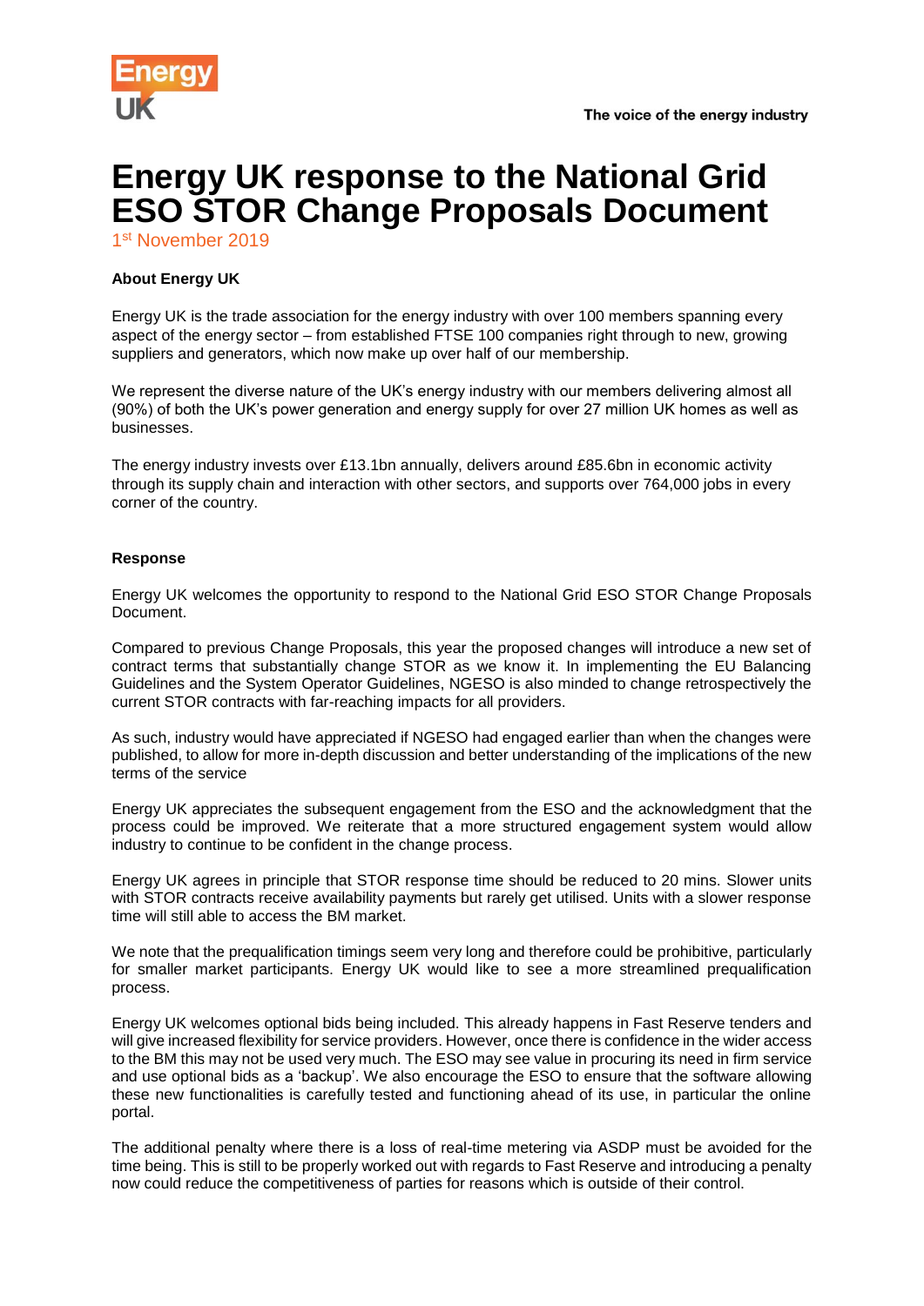Energy UK

The voice of the energy industry

# Energy UK response to the National Grid ESO STOR Change Proposals Document

1st November 2019

**About Energy UK**

Energy UK is the trade association for the energy industry with over 100 members spanning every aspect of the energy sector – from established FTSE 100 companies right through to new, growing suppliers and generators, which now make up over half of our membership.

We represent the diverse nature of the UK's energy industry with our members delivering almost all (90%) of both the UK's power generation and energy supply for over 27 million UK homes as well as businesses.

The energy industry invests over £13.1bn annually, delivers around £85.6bn in economic activity through its supply chain and interaction with other sectors, and supports over 764,000 jobs in every corner of the country.

**Response**

Energy UK welcomes the opportunity to respond to the National Grid ESO STOR Change Proposals Document.

Compared to previous Change Proposals, this year the proposed changes will introduce a new set of contract terms that substantially change STOR as we know it. In implementing the EU Balancing Guidelines and the System Operator Guidelines, NGESO is also minded to change retrospectively the current STOR contracts with far-reaching impacts for all providers.

As such, industry would have appreciated if NGESO had engaged earlier than when the changes were published, to allow for more in-depth discussion and better understanding of the implications of the new terms of the service

Energy UK appreciates the subsequent engagement from the ESO and the acknowledgment that the process could be improved. We reiterate that a more structured engagement system would allow industry to continue to be confident in the change process.

Energy UK agrees in principle that STOR response time should be reduced to 20 mins. Slower units with STOR contracts receive availability payments but rarely get utilised. Units with a slower response time will still able to access the BM market.

We note that the prequalification timings seem very long and therefore could be prohibitive, particularly for smaller market participants. Energy UK would like to see a more streamlined prequalification process.

Energy UK welcomes optional bids being included. This already happens in Fast Reserve tenders and will give increased flexibility for service providers. However, once there is confidence in the wider access to the BM this may not be used very much. The ESO may see value in procuring its need in firm service and use optional bids as a 'backup'. We also encourage the ESO to ensure that the software allowing these new functionalities is carefully tested and functioning ahead of its use, in particular the online portal.

The additional penalty where there is a loss of real-time metering via ASDP must be avoided for the time being. This is still to be properly worked out with regards to Fast Reserve and introducing a penalty now could reduce the competitiveness of parties for reasons which is outside of their control.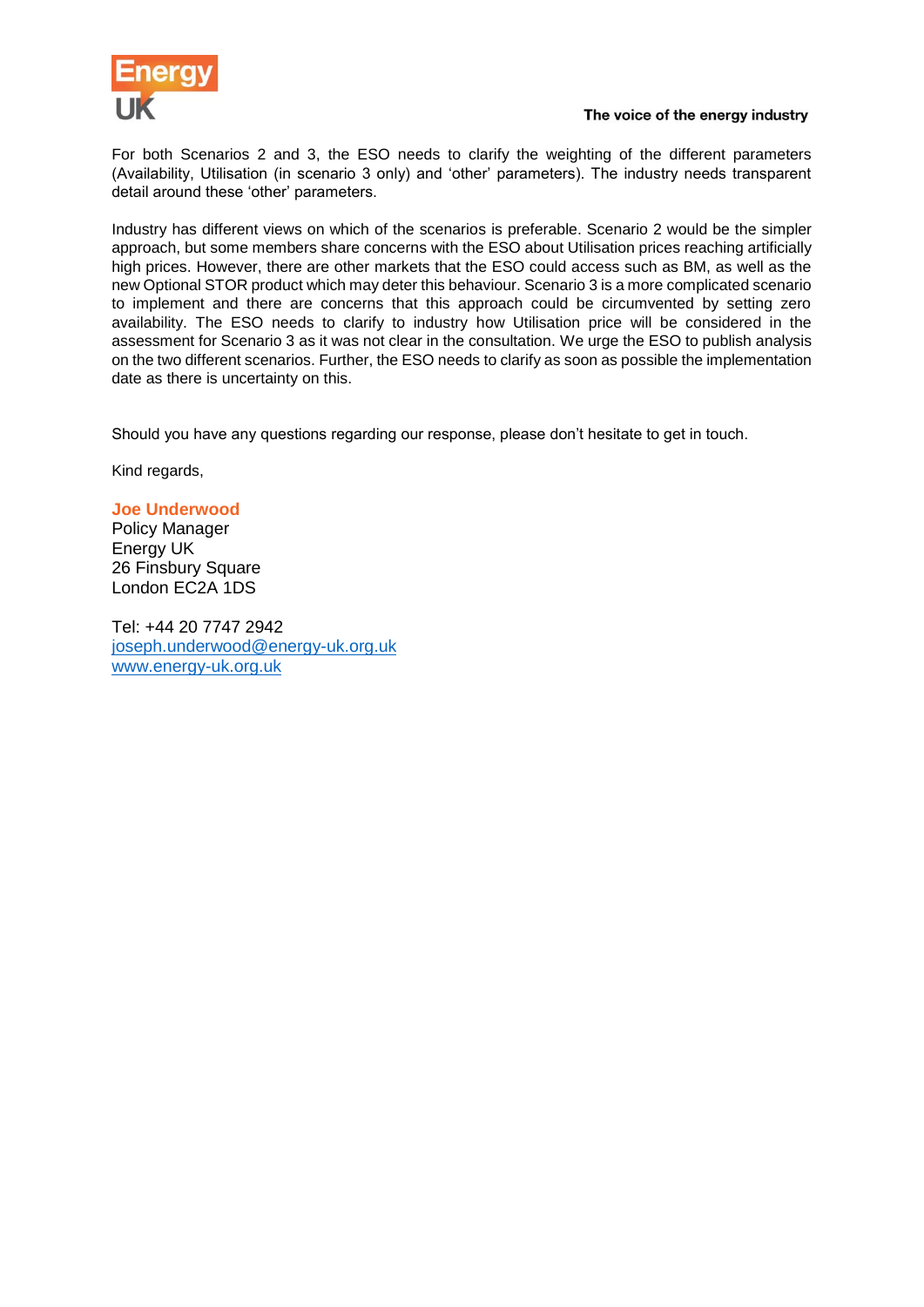For both Scenarios 2 and 3, the ESO needs to clarify the weighting of the different parameters (Availability, Utilisation (in scenario 3 only) and 'other' parameters). The industry needs transparent detail around these 'other' parameters.

Industry has different views on which of the scenarios is preferable. Scenario 2 would be the simpler approach, but some members share concerns with the ESO about Utilisation prices reaching artificially high prices. However, there are other markets that the ESO could access such as BM, as well as the new Optional STOR product which may deter this behaviour. Scenario 3 is a more complicated scenario to implement and there are concerns that this approach could be circumvented by setting zero availability. The ESO needs to clarify to industry how Utilisation price will be considered in the assessment for Scenario 3 as it was not clear in the consultation. We urge the ESO to publish analysis on the two different scenarios. Further, the ESO needs to clarify as soon as possible the implementation date as there is uncertainty on this.

Should you have any questions regarding our response, please don't hesitate to get in touch.

Kind regards,

**Joe Underwood**
Policy Manager
Energy UK
26 Finsbury Square
London EC2A 1DS

Tel: +44 20 7747 2942
[joseph.underwood@energy-uk.org.uk](mailto:joseph.underwood@energy-uk.org.uk)
[www.energy-uk.org.uk](http://www.energy-uk.org.uk)